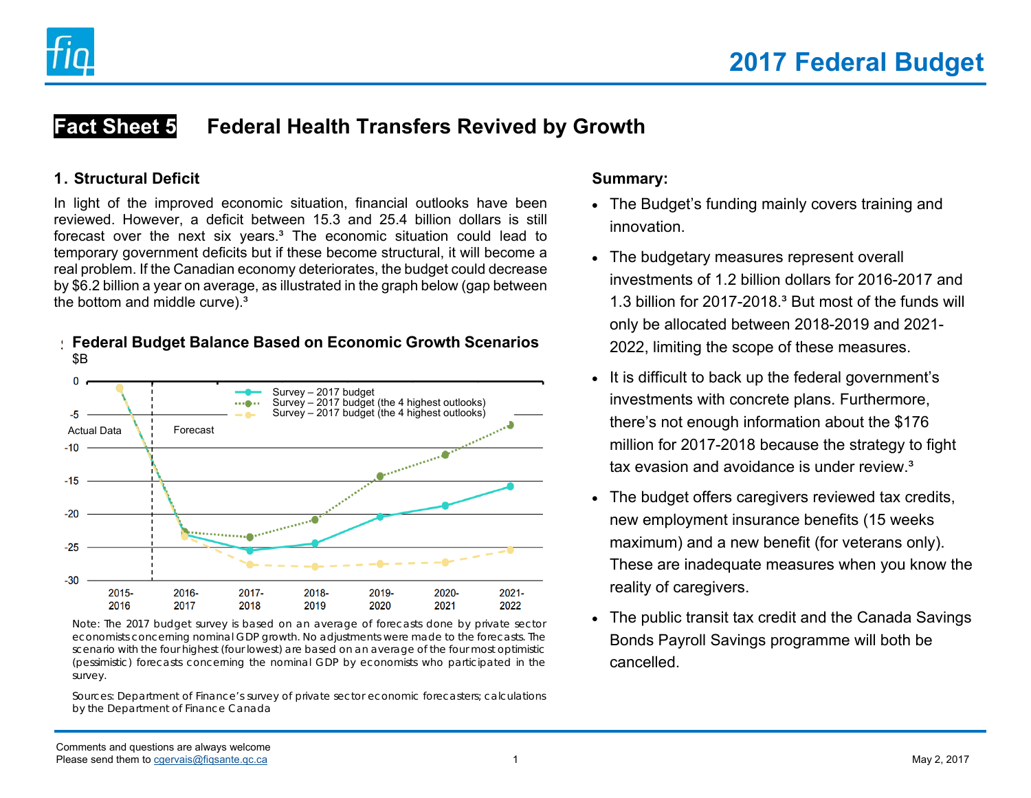# 2017 Federal Budget

## Fact Sheet 5 Federal Health Transfers Revived by Growth

### 1. Structural Deficit

In light of the improved economic situation, financial outlooks have been reviewed. However, a deficit between 15.3 and 25.4 billion dollars is still forecast over the next six years.[3] The economic situation could lead to temporary government deficits but if these become structural, it will become a real problem. If the Canadian economy deteriorates, the budget could decrease by $6.2 billion a year on average, as illustrated in the graph below (gap between the bottom and middle curve).[3]

**Federal Budget Balance Based on Economic Growth Scenarios**

$B

| | 2015-2016 | 2016-2017 | 2017-2018 | 2018-2019 | 2019-2020 | 2020-2021 | 2021-2022 |
|---|---|---|---|---|---|---|---|
| Survey – 2017 budget | -1 | -23 | -25.5 | -24.5 | -20.5 | -18.7 | -15.8 |
| Survey – 2017 budget (the 4 highest outlooks) | -1 | -22.7 | -23.5 | -21 | -14.3 | -11 | -6.5 |
| Survey – 2017 budget (the 4 highest outlooks) | -1 | -23.4 | -27.6 | -27.9 | -27.5 | -27.3 | -25.4 |

Actual Data | Forecast

Note: The 2017 budget survey is based on an average of forecasts done by private sector economists concerning nominal GDP growth. No adjustments were made to the forecasts. The scenario with the four highest (four lowest) are based on an average of the four most optimistic (pessimistic) forecasts concerning the nominal GDP by economists who participated in the survey.

Sources: Department of Finance's survey of private sector economic forecasters; calculations by the Department of Finance Canada

**Summary:**

- The Budget's funding mainly covers training and innovation.
- The budgetary measures represent overall investments of 1.2 billion dollars for 2016-2017 and 1.3 billion for 2017-2018.[3] But most of the funds will only be allocated between 2018-2019 and 2021-2022, limiting the scope of these measures.
- It is difficult to back up the federal government's investments with concrete plans. Furthermore, there's not enough information about the $176 million for 2017-2018 because the strategy to fight tax evasion and avoidance is under review.[3]
- The budget offers caregivers reviewed tax credits, new employment insurance benefits (15 weeks maximum) and a new benefit (for veterans only). These are inadequate measures when you know the reality of caregivers.
- The public transit tax credit and the Canada Savings Bonds Payroll Savings programme will both be cancelled.

Comments and questions are always welcome
Please send them to cgervais@fiqsante.qc.ca

May 2, 2017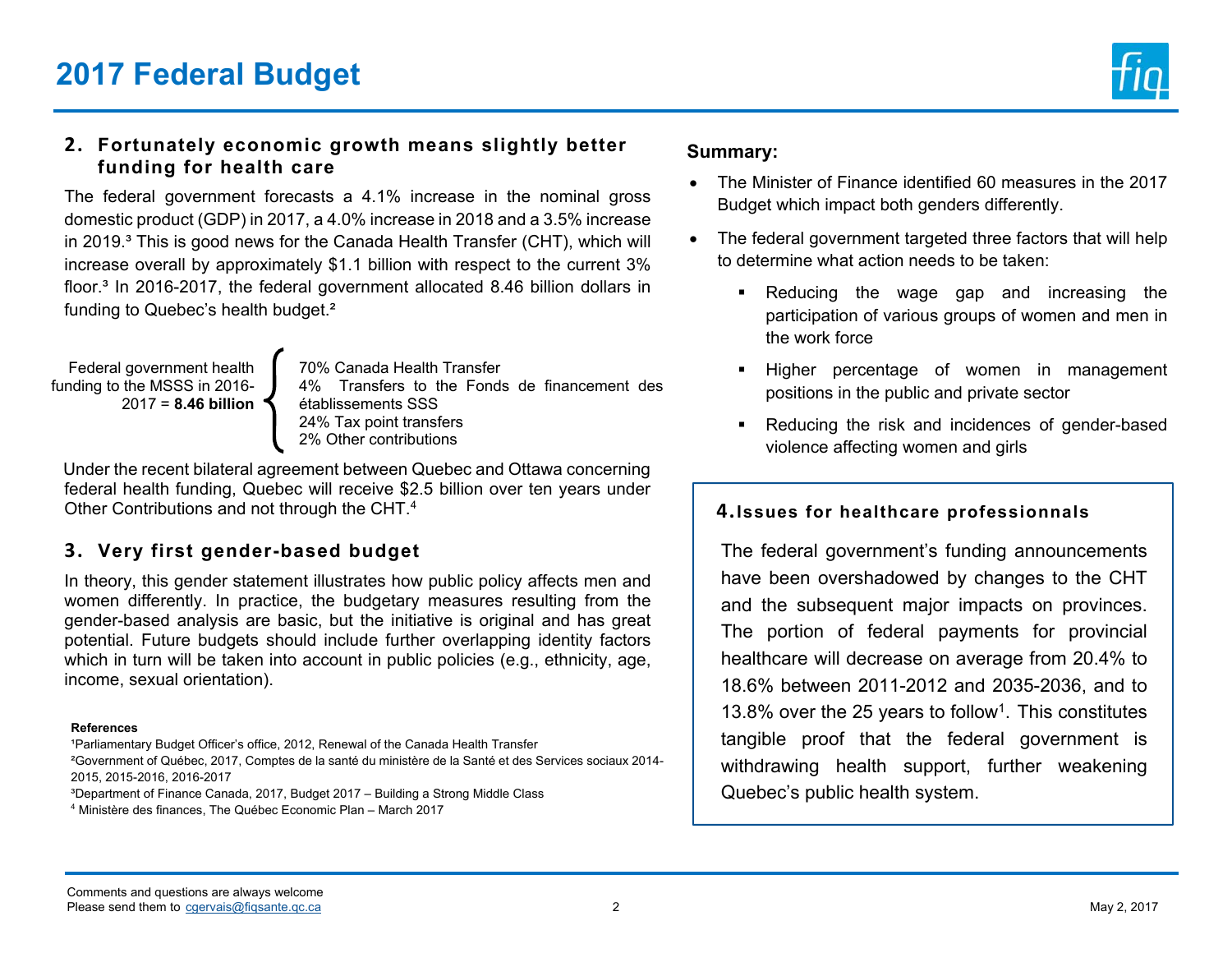# 2017 Federal Budget

## 2. Fortunately economic growth means slightly better funding for health care

The federal government forecasts a 4.1% increase in the nominal gross domestic product (GDP) in 2017, a 4.0% increase in 2018 and a 3.5% increase in 2019.[3] This is good news for the Canada Health Transfer (CHT), which will increase overall by approximately $1.1 billion with respect to the current 3% floor.[3] In 2016-2017, the federal government allocated 8.46 billion dollars in funding to Quebec's health budget.[2]

Federal government health funding to the MSSS in 2016-2017 = **8.46 billion**

- 70% Canada Health Transfer
- 4% Transfers to the Fonds de financement des établissements SSS
- 24% Tax point transfers
- 2% Other contributions

Under the recent bilateral agreement between Quebec and Ottawa concerning federal health funding, Quebec will receive $2.5 billion over ten years under Other Contributions and not through the CHT.[4]

## 3. Very first gender-based budget

In theory, this gender statement illustrates how public policy affects men and women differently. In practice, the budgetary measures resulting from the gender-based analysis are basic, but the initiative is original and has great potential. Future budgets should include further overlapping identity factors which in turn will be taken into account in public policies (e.g., ethnicity, age, income, sexual orientation).

**References**

[1]Parliamentary Budget Officer's office, 2012, Renewal of the Canada Health Transfer

[2]Government of Québec, 2017, Comptes de la santé du ministère de la Santé et des Services sociaux 2014-2015, 2015-2016, 2016-2017

[3]Department of Finance Canada, 2017, Budget 2017 – Building a Strong Middle Class

[4] Ministère des finances, The Québec Economic Plan – March 2017

**Summary:**

- The Minister of Finance identified 60 measures in the 2017 Budget which impact both genders differently.
- The federal government targeted three factors that will help to determine what action needs to be taken:
  - Reducing the wage gap and increasing the participation of various groups of women and men in the work force
  - Higher percentage of women in management positions in the public and private sector
  - Reducing the risk and incidences of gender-based violence affecting women and girls

## 4. Issues for healthcare professionnals

The federal government's funding announcements have been overshadowed by changes to the CHT and the subsequent major impacts on provinces. The portion of federal payments for provincial healthcare will decrease on average from 20.4% to 18.6% between 2011-2012 and 2035-2036, and to 13.8% over the 25 years to follow[1]. This constitutes tangible proof that the federal government is withdrawing health support, further weakening Quebec's public health system.

Comments and questions are always welcome
Please send them to cgervais@fiqsante.qc.ca

May 2, 2017